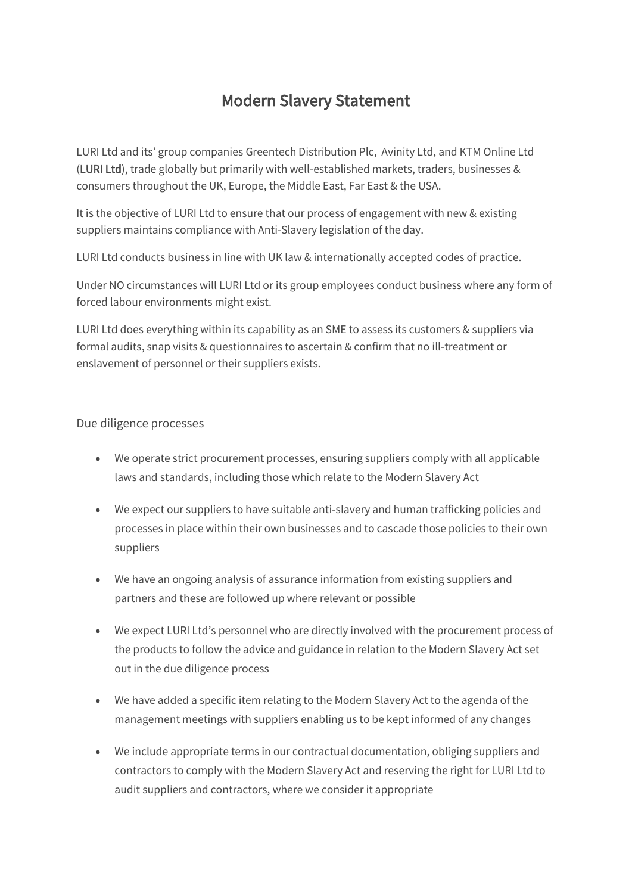# Modern Slavery Statement

LURI Ltd and its' group companies Greentech Distribution Plc, Avinity Ltd, and KTM Online Ltd (**LURI Ltd**), trade globally but primarily with well-established markets, traders, businesses & consumers throughout the UK, Europe, the Middle East, Far East & the USA.

It is the objective of LURI Ltd to ensure that our process of engagement with new & existing suppliers maintains compliance with Anti-Slavery legislation of the day.

LURI Ltd conducts business in line with UK law & internationally accepted codes of practice.

Under NO circumstances will LURI Ltd or its group employees conduct business where any form of forced labour environments might exist.

LURI Ltd does everything within its capability as an SME to assess its customers & suppliers via formal audits, snap visits & questionnaires to ascertain & confirm that no ill-treatment or enslavement of personnel or their suppliers exists.

## Due diligence processes

- We operate strict procurement processes, ensuring suppliers comply with all applicable laws and standards, including those which relate to the Modern Slavery Act
- We expect our suppliers to have suitable anti-slavery and human trafficking policies and processes in place within their own businesses and to cascade those policies to their own suppliers
- We have an ongoing analysis of assurance information from existing suppliers and partners and these are followed up where relevant or possible
- We expect LURI Ltd's personnel who are directly involved with the procurement process of the products to follow the advice and guidance in relation to the Modern Slavery Act set out in the due diligence process
- We have added a specific item relating to the Modern Slavery Act to the agenda of the management meetings with suppliers enabling us to be kept informed of any changes
- We include appropriate terms in our contractual documentation, obliging suppliers and contractors to comply with the Modern Slavery Act and reserving the right for LURI Ltd to audit suppliers and contractors, where we consider it appropriate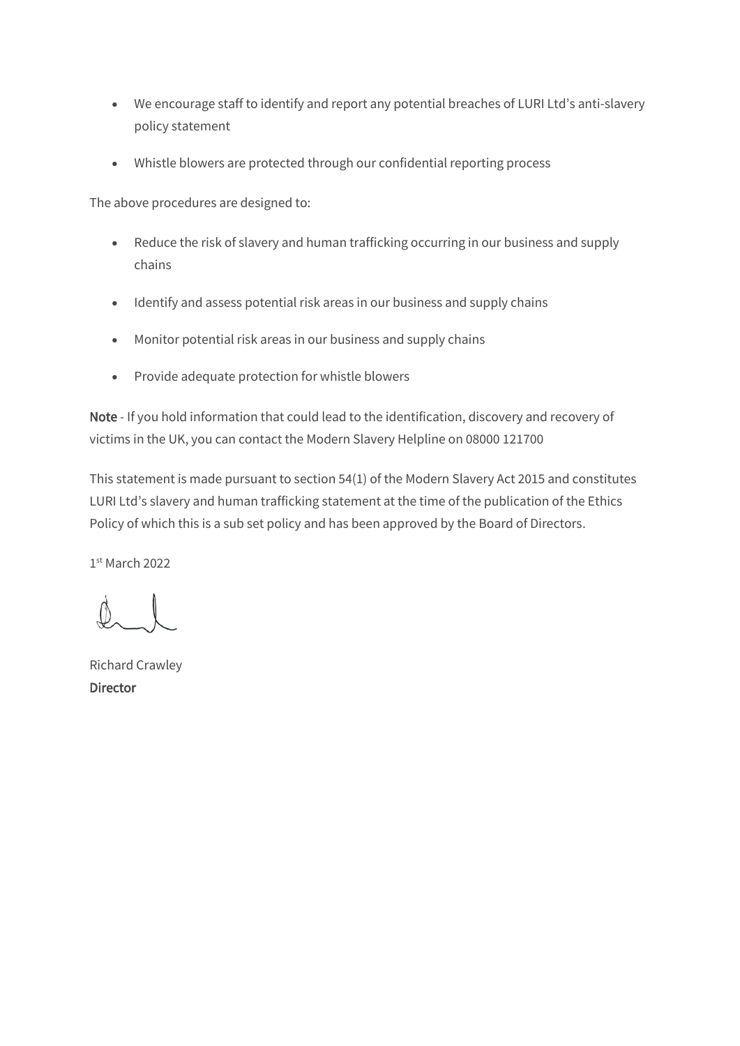- We encourage staff to identify and report any potential breaches of LURI Ltd's anti-slavery policy statement
- Whistle blowers are protected through our confidential reporting process

The above procedures are designed to:

- Reduce the risk of slavery and human trafficking occurring in our business and supply chains
- Identify and assess potential risk areas in our business and supply chains
- Monitor potential risk areas in our business and supply chains
- Provide adequate protection for whistle blowers

**Note** - If you hold information that could lead to the identification, discovery and recovery of victims in the UK, you can contact the Modern Slavery Helpline on 08000 121700

This statement is made pursuant to section 54(1) of the Modern Slavery Act 2015 and constitutes LURI Ltd's slavery and human trafficking statement at the time of the publication of the Ethics Policy of which this is a sub set policy and has been approved by the Board of Directors.

1st March 2022

Richard Crawley
**Director**